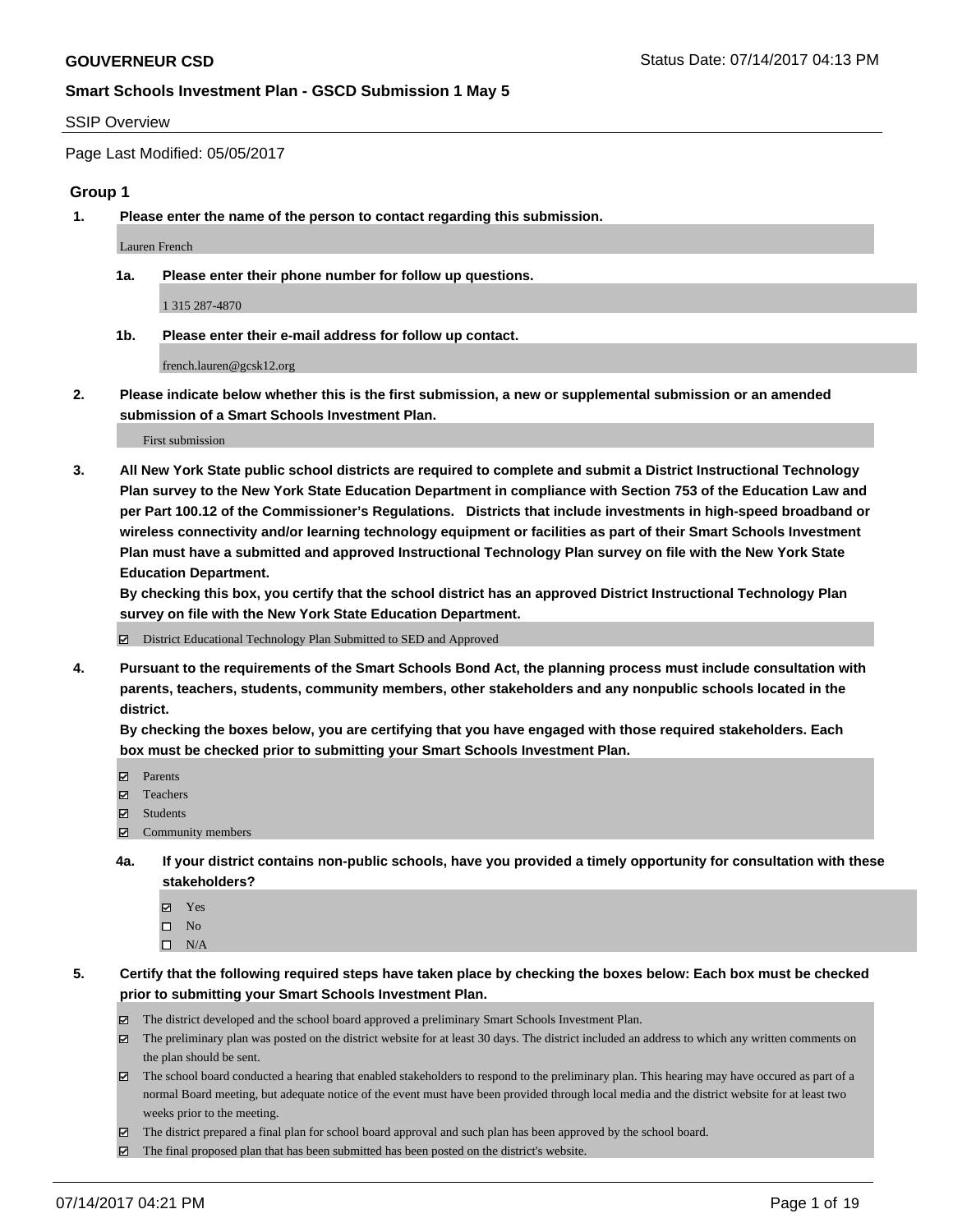**GOUVERNEUR CSD** Status Date: 07/14/2017 04:13 PM

**Smart Schools Investment Plan - GSCD Submission 1 May 5**

SSIP Overview

Page Last Modified: 05/05/2017

## Group 1

**1. Please enter the name of the person to contact regarding this submission.**

Lauren French

**1a. Please enter their phone number for follow up questions.**

1 315 287-4870

**1b. Please enter their e-mail address for follow up contact.**

french.lauren@gcsk12.org

**2. Please indicate below whether this is the first submission, a new or supplemental submission or an amended submission of a Smart Schools Investment Plan.**

First submission

**3. All New York State public school districts are required to complete and submit a District Instructional Technology Plan survey to the New York State Education Department in compliance with Section 753 of the Education Law and per Part 100.12 of the Commissioner's Regulations. Districts that include investments in high-speed broadband or wireless connectivity and/or learning technology equipment or facilities as part of their Smart Schools Investment Plan must have a submitted and approved Instructional Technology Plan survey on file with the New York State Education Department.**
**By checking this box, you certify that the school district has an approved District Instructional Technology Plan survey on file with the New York State Education Department.**

☑ District Educational Technology Plan Submitted to SED and Approved

**4. Pursuant to the requirements of the Smart Schools Bond Act, the planning process must include consultation with parents, teachers, students, community members, other stakeholders and any nonpublic schools located in the district.**
**By checking the boxes below, you are certifying that you have engaged with those required stakeholders. Each box must be checked prior to submitting your Smart Schools Investment Plan.**

☑ Parents
☑ Teachers
☑ Students
☑ Community members

**4a. If your district contains non-public schools, have you provided a timely opportunity for consultation with these stakeholders?**

☑ Yes
☐ No
☐ N/A

**5. Certify that the following required steps have taken place by checking the boxes below: Each box must be checked prior to submitting your Smart Schools Investment Plan.**

☑ The district developed and the school board approved a preliminary Smart Schools Investment Plan.
☑ The preliminary plan was posted on the district website for at least 30 days. The district included an address to which any written comments on the plan should be sent.
☑ The school board conducted a hearing that enabled stakeholders to respond to the preliminary plan. This hearing may have occured as part of a normal Board meeting, but adequate notice of the event must have been provided through local media and the district website for at least two weeks prior to the meeting.
☑ The district prepared a final plan for school board approval and such plan has been approved by the school board.
☑ The final proposed plan that has been submitted has been posted on the district's website.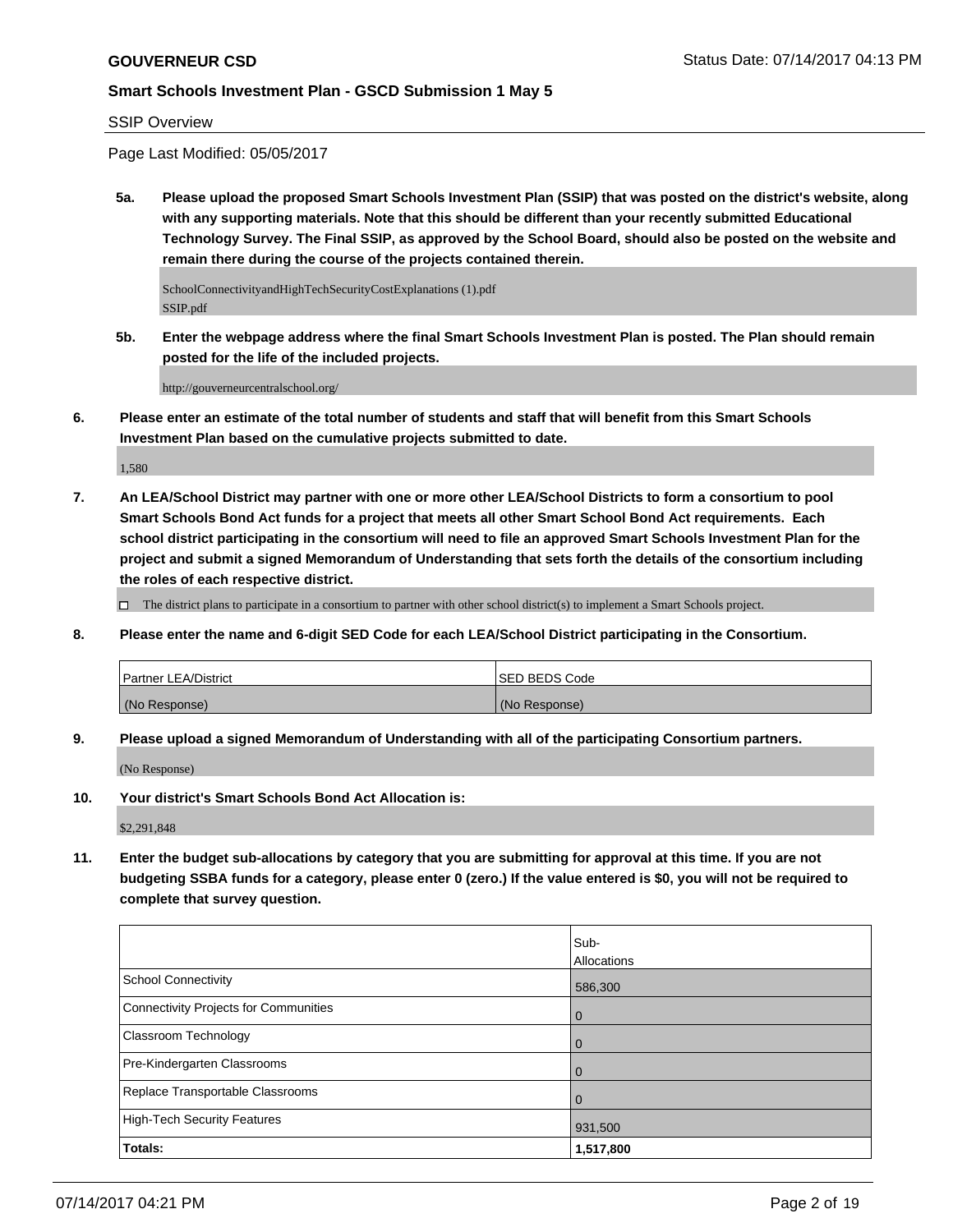**GOUVERNEUR CSD**

Status Date: 07/14/2017 04:13 PM

**Smart Schools Investment Plan - GSCD Submission 1 May 5**

SSIP Overview

Page Last Modified: 05/05/2017

**5a. Please upload the proposed Smart Schools Investment Plan (SSIP) that was posted on the district's website, along with any supporting materials. Note that this should be different than your recently submitted Educational Technology Survey. The Final SSIP, as approved by the School Board, should also be posted on the website and remain there during the course of the projects contained therein.**

SchoolConnectivityandHighTechSecurityCostExplanations (1).pdf
SSIP.pdf

**5b. Enter the webpage address where the final Smart Schools Investment Plan is posted. The Plan should remain posted for the life of the included projects.**

http://gouverneurcentralschool.org/

**6. Please enter an estimate of the total number of students and staff that will benefit from this Smart Schools Investment Plan based on the cumulative projects submitted to date.**

1,580

**7. An LEA/School District may partner with one or more other LEA/School Districts to form a consortium to pool Smart Schools Bond Act funds for a project that meets all other Smart School Bond Act requirements. Each school district participating in the consortium will need to file an approved Smart Schools Investment Plan for the project and submit a signed Memorandum of Understanding that sets forth the details of the consortium including the roles of each respective district.**

☐ The district plans to participate in a consortium to partner with other school district(s) to implement a Smart Schools project.

**8. Please enter the name and 6-digit SED Code for each LEA/School District participating in the Consortium.**

| Partner LEA/District | SED BEDS Code |
|---|---|
| (No Response) | (No Response) |

**9. Please upload a signed Memorandum of Understanding with all of the participating Consortium partners.**

(No Response)

**10. Your district's Smart Schools Bond Act Allocation is:**

$2,291,848

**11. Enter the budget sub-allocations by category that you are submitting for approval at this time. If you are not budgeting SSBA funds for a category, please enter 0 (zero.) If the value entered is $0, you will not be required to complete that survey question.**

| | Sub-Allocations |
|---|---|
| School Connectivity | 586,300 |
| Connectivity Projects for Communities | 0 |
| Classroom Technology | 0 |
| Pre-Kindergarten Classrooms | 0 |
| Replace Transportable Classrooms | 0 |
| High-Tech Security Features | 931,500 |
| **Totals:** | **1,517,800** |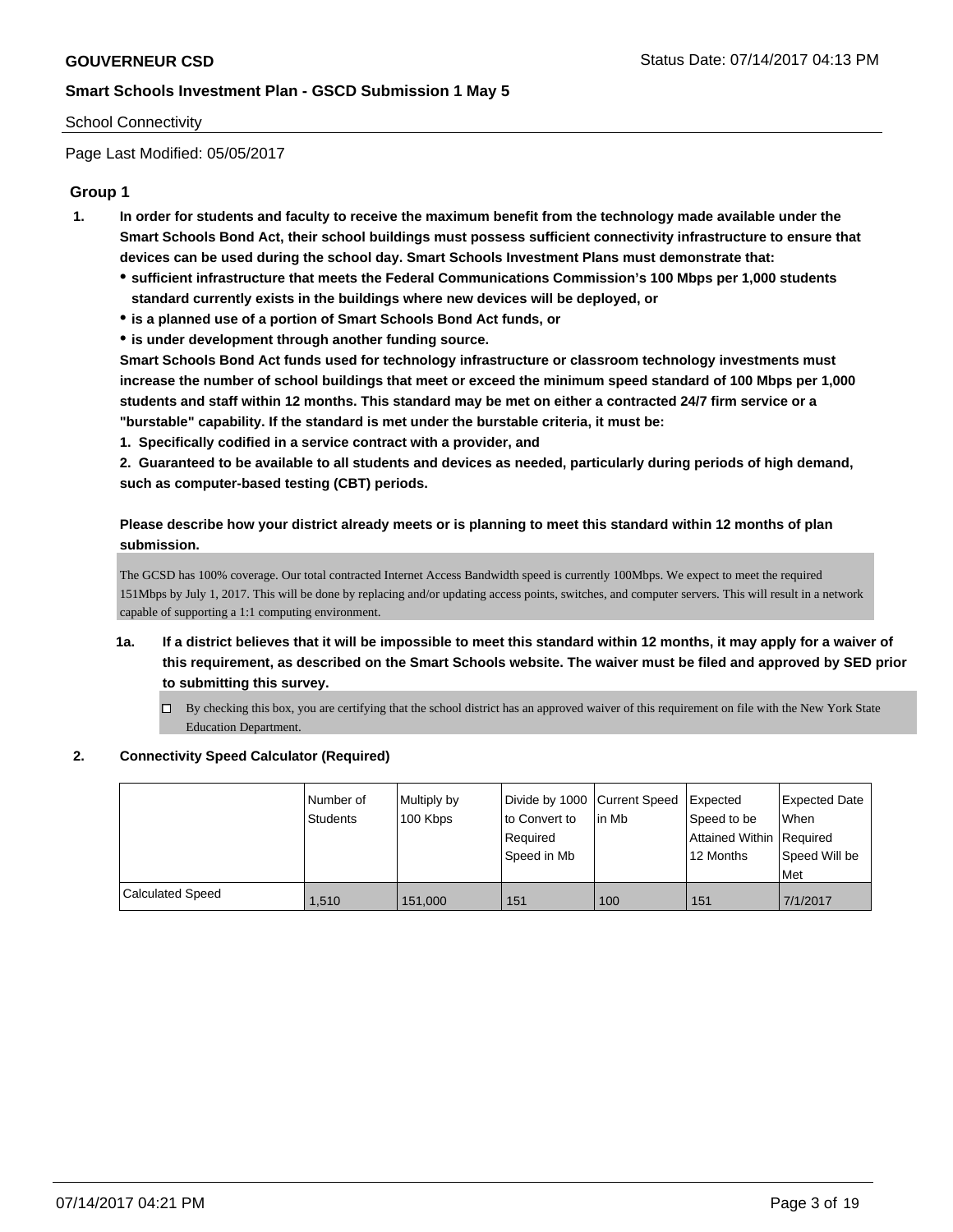School Connectivity

Page Last Modified: 05/05/2017

## Group 1

1. **In order for students and faculty to receive the maximum benefit from the technology made available under the Smart Schools Bond Act, their school buildings must possess sufficient connectivity infrastructure to ensure that devices can be used during the school day. Smart Schools Investment Plans must demonstrate that:**
   - **sufficient infrastructure that meets the Federal Communications Commission's 100 Mbps per 1,000 students standard currently exists in the buildings where new devices will be deployed, or**
   - **is a planned use of a portion of Smart Schools Bond Act funds, or**
   - **is under development through another funding source.**

   **Smart Schools Bond Act funds used for technology infrastructure or classroom technology investments must increase the number of school buildings that meet or exceed the minimum speed standard of 100 Mbps per 1,000 students and staff within 12 months. This standard may be met on either a contracted 24/7 firm service or a "burstable" capability. If the standard is met under the burstable criteria, it must be:**

   **1. Specifically codified in a service contract with a provider, and**

   **2. Guaranteed to be available to all students and devices as needed, particularly during periods of high demand, such as computer-based testing (CBT) periods.**

   **Please describe how your district already meets or is planning to meet this standard within 12 months of plan submission.**

   The GCSD has 100% coverage. Our total contracted Internet Access Bandwidth speed is currently 100Mbps. We expect to meet the required 151Mbps by July 1, 2017. This will be done by replacing and/or updating access points, switches, and computer servers. This will result in a network capable of supporting a 1:1 computing environment.

   **1a. If a district believes that it will be impossible to meet this standard within 12 months, it may apply for a waiver of this requirement, as described on the Smart Schools website. The waiver must be filed and approved by SED prior to submitting this survey.**

   ☐ By checking this box, you are certifying that the school district has an approved waiver of this requirement on file with the New York State Education Department.

2. **Connectivity Speed Calculator (Required)**

| | Number of Students | Multiply by 100 Kbps | Divide by 1000 to Convert to Required Speed in Mb | Current Speed in Mb | Expected Speed to be Attained Within 12 Months | Expected Date When Required Speed Will be Met |
|---|---|---|---|---|---|---|
| Calculated Speed | 1,510 | 151,000 | 151 | 100 | 151 | 7/1/2017 |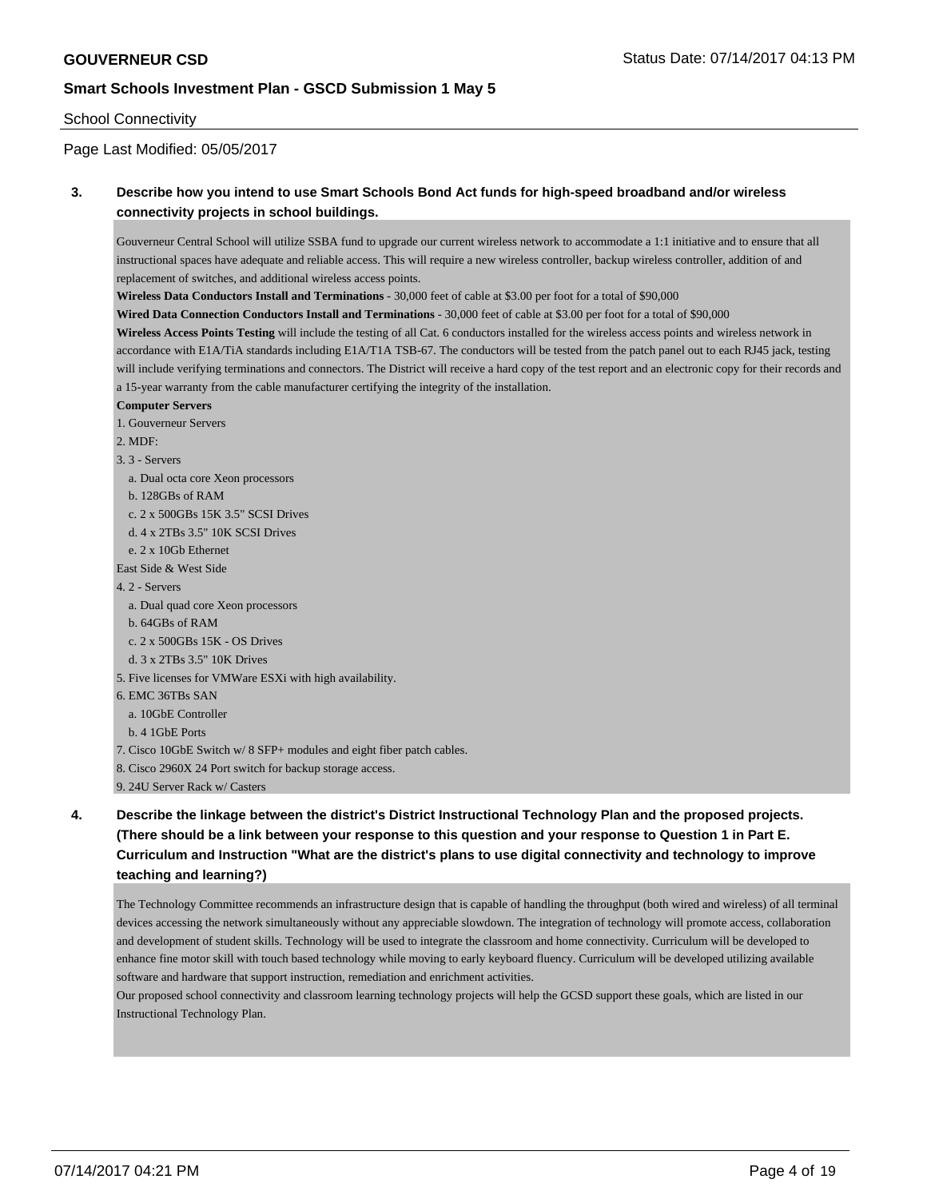School Connectivity

Page Last Modified: 05/05/2017

**3. Describe how you intend to use Smart Schools Bond Act funds for high-speed broadband and/or wireless connectivity projects in school buildings.**

Gouverneur Central School will utilize SSBA fund to upgrade our current wireless network to accommodate a 1:1 initiative and to ensure that all instructional spaces have adequate and reliable access. This will require a new wireless controller, backup wireless controller, addition of and replacement of switches, and additional wireless access points.

**Wireless Data Conductors Install and Terminations** - 30,000 feet of cable at $3.00 per foot for a total of $90,000

**Wired Data Connection Conductors Install and Terminations** - 30,000 feet of cable at $3.00 per foot for a total of $90,000

**Wireless Access Points Testing** will include the testing of all Cat. 6 conductors installed for the wireless access points and wireless network in accordance with E1A/TiA standards including E1A/T1A TSB-67. The conductors will be tested from the patch panel out to each RJ45 jack, testing will include verifying terminations and connectors. The District will receive a hard copy of the test report and an electronic copy for their records and a 15-year warranty from the cable manufacturer certifying the integrity of the installation.

**Computer Servers**

1. Gouverneur Servers
2. MDF:
3. 3 - Servers
   a. Dual octa core Xeon processors
   b. 128GBs of RAM
   c. 2 x 500GBs 15K 3.5" SCSI Drives
   d. 4 x 2TBs 3.5" 10K SCSI Drives
   e. 2 x 10Gb Ethernet

East Side & West Side

4. 2 - Servers
   a. Dual quad core Xeon processors
   b. 64GBs of RAM
   c. 2 x 500GBs 15K - OS Drives
   d. 3 x 2TBs 3.5" 10K Drives
5. Five licenses for VMWare ESXi with high availability.
6. EMC 36TBs SAN
   a. 10GbE Controller
   b. 4 1GbE Ports
7. Cisco 10GbE Switch w/ 8 SFP+ modules and eight fiber patch cables.
8. Cisco 2960X 24 Port switch for backup storage access.
9. 24U Server Rack w/ Casters

**4. Describe the linkage between the district's District Instructional Technology Plan and the proposed projects. (There should be a link between your response to this question and your response to Question 1 in Part E. Curriculum and Instruction "What are the district's plans to use digital connectivity and technology to improve teaching and learning?)**

The Technology Committee recommends an infrastructure design that is capable of handling the throughput (both wired and wireless) of all terminal devices accessing the network simultaneously without any appreciable slowdown. The integration of technology will promote access, collaboration and development of student skills. Technology will be used to integrate the classroom and home connectivity. Curriculum will be developed to enhance fine motor skill with touch based technology while moving to early keyboard fluency. Curriculum will be developed utilizing available software and hardware that support instruction, remediation and enrichment activities.

Our proposed school connectivity and classroom learning technology projects will help the GCSD support these goals, which are listed in our Instructional Technology Plan.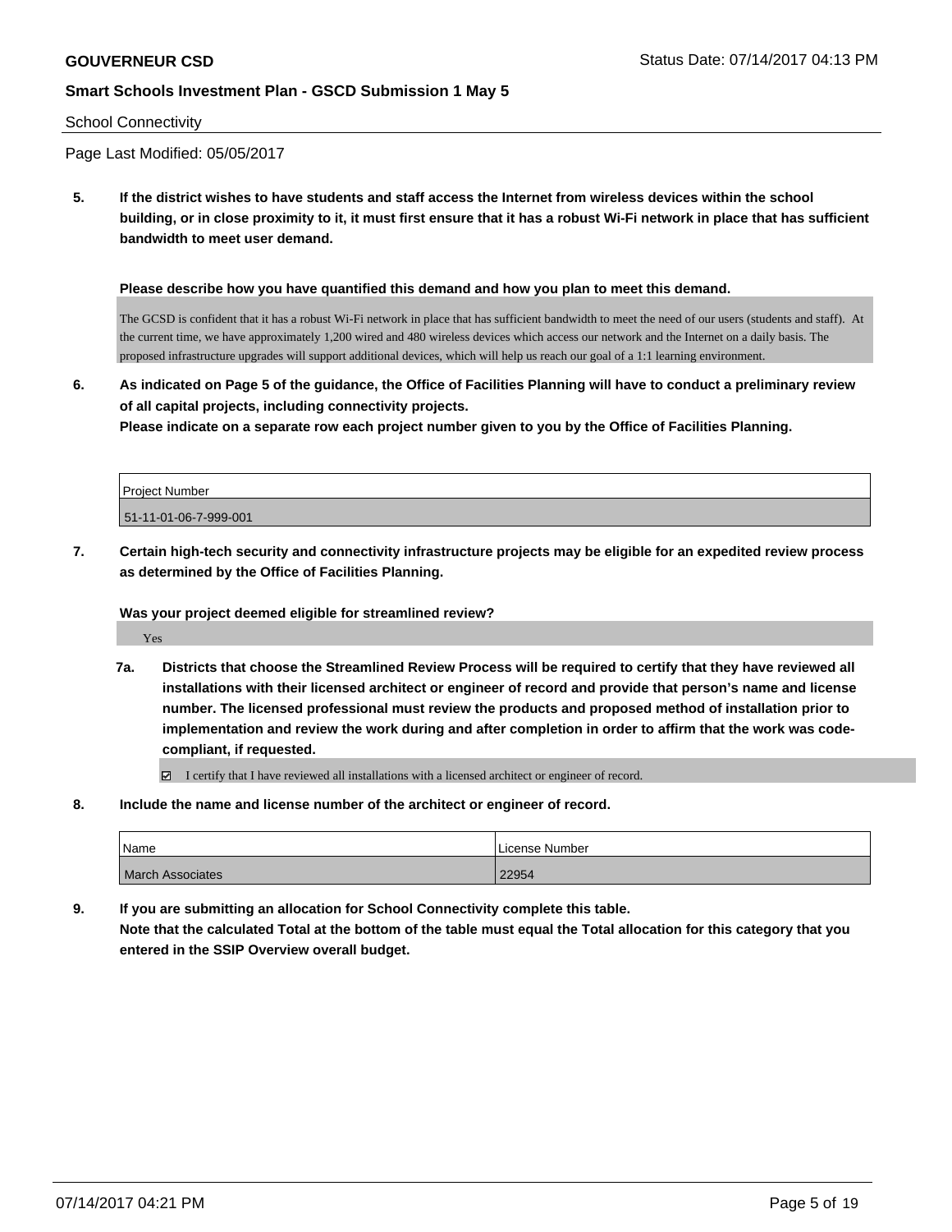School Connectivity

Page Last Modified: 05/05/2017

**5. If the district wishes to have students and staff access the Internet from wireless devices within the school building, or in close proximity to it, it must first ensure that it has a robust Wi-Fi network in place that has sufficient bandwidth to meet user demand.**

**Please describe how you have quantified this demand and how you plan to meet this demand.**

The GCSD is confident that it has a robust Wi-Fi network in place that has sufficient bandwidth to meet the need of our users (students and staff). At the current time, we have approximately 1,200 wired and 480 wireless devices which access our network and the Internet on a daily basis. The proposed infrastructure upgrades will support additional devices, which will help us reach our goal of a 1:1 learning environment.

**6. As indicated on Page 5 of the guidance, the Office of Facilities Planning will have to conduct a preliminary review of all capital projects, including connectivity projects.**
**Please indicate on a separate row each project number given to you by the Office of Facilities Planning.**

| Project Number |
|---|
| 51-11-01-06-7-999-001 |

**7. Certain high-tech security and connectivity infrastructure projects may be eligible for an expedited review process as determined by the Office of Facilities Planning.**

**Was your project deemed eligible for streamlined review?**

Yes

**7a. Districts that choose the Streamlined Review Process will be required to certify that they have reviewed all installations with their licensed architect or engineer of record and provide that person's name and license number. The licensed professional must review the products and proposed method of installation prior to implementation and review the work during and after completion in order to affirm that the work was code-compliant, if requested.**

☑ I certify that I have reviewed all installations with a licensed architect or engineer of record.

**8. Include the name and license number of the architect or engineer of record.**

| Name | License Number |
|---|---|
| March Associates | 22954 |

**9. If you are submitting an allocation for School Connectivity complete this table.**
**Note that the calculated Total at the bottom of the table must equal the Total allocation for this category that you entered in the SSIP Overview overall budget.**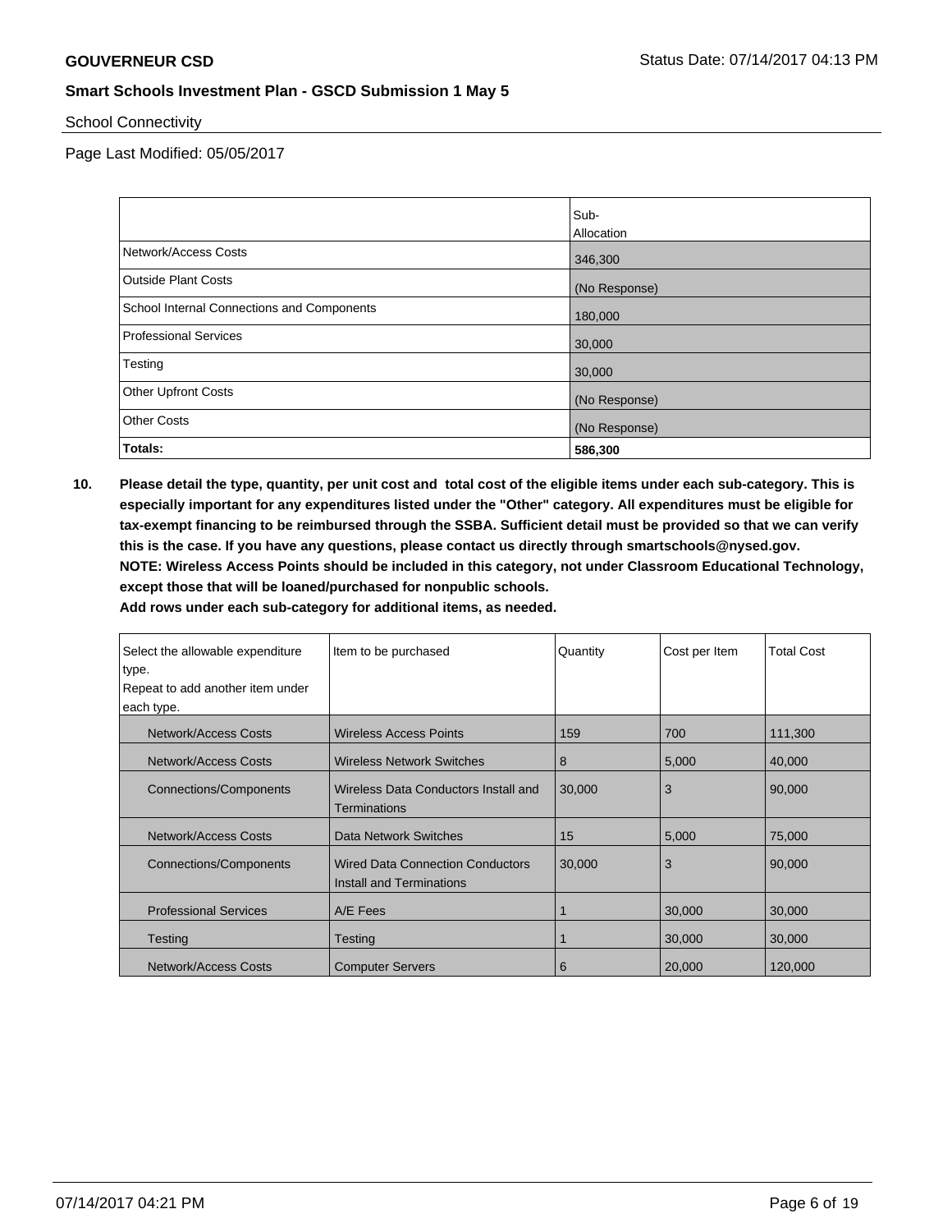School Connectivity

Page Last Modified: 05/05/2017

| | Sub-Allocation |
|---|---|
| Network/Access Costs | 346,300 |
| Outside Plant Costs | (No Response) |
| School Internal Connections and Components | 180,000 |
| Professional Services | 30,000 |
| Testing | 30,000 |
| Other Upfront Costs | (No Response) |
| Other Costs | (No Response) |
| **Totals:** | **586,300** |

**10. Please detail the type, quantity, per unit cost and total cost of the eligible items under each sub-category. This is especially important for any expenditures listed under the "Other" category. All expenditures must be eligible for tax-exempt financing to be reimbursed through the SSBA. Sufficient detail must be provided so that we can verify this is the case. If you have any questions, please contact us directly through smartschools@nysed.gov.**
**NOTE: Wireless Access Points should be included in this category, not under Classroom Educational Technology, except those that will be loaned/purchased for nonpublic schools.**
**Add rows under each sub-category for additional items, as needed.**

| Select the allowable expenditure type. Repeat to add another item under each type. | Item to be purchased | Quantity | Cost per Item | Total Cost |
|---|---|---|---|---|
| Network/Access Costs | Wireless Access Points | 159 | 700 | 111,300 |
| Network/Access Costs | Wireless Network Switches | 8 | 5,000 | 40,000 |
| Connections/Components | Wireless Data Conductors Install and Terminations | 30,000 | 3 | 90,000 |
| Network/Access Costs | Data Network Switches | 15 | 5,000 | 75,000 |
| Connections/Components | Wired Data Connection Conductors Install and Terminations | 30,000 | 3 | 90,000 |
| Professional Services | A/E Fees | 1 | 30,000 | 30,000 |
| Testing | Testing | 1 | 30,000 | 30,000 |
| Network/Access Costs | Computer Servers | 6 | 20,000 | 120,000 |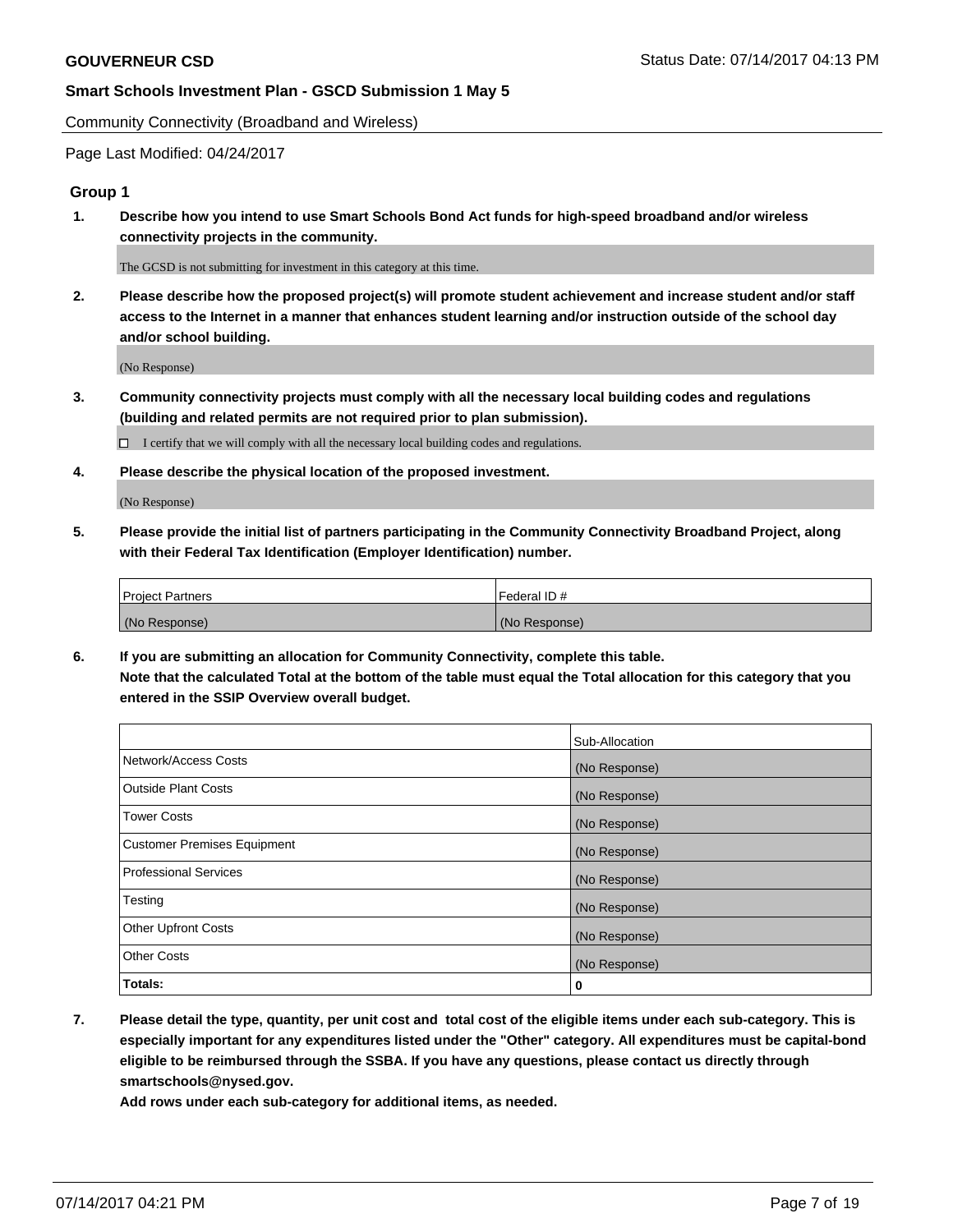Community Connectivity (Broadband and Wireless)

Page Last Modified: 04/24/2017

## Group 1

**1. Describe how you intend to use Smart Schools Bond Act funds for high-speed broadband and/or wireless connectivity projects in the community.**

The GCSD is not submitting for investment in this category at this time.

**2. Please describe how the proposed project(s) will promote student achievement and increase student and/or staff access to the Internet in a manner that enhances student learning and/or instruction outside of the school day and/or school building.**

(No Response)

**3. Community connectivity projects must comply with all the necessary local building codes and regulations (building and related permits are not required prior to plan submission).**

☐ I certify that we will comply with all the necessary local building codes and regulations.

**4. Please describe the physical location of the proposed investment.**

(No Response)

**5. Please provide the initial list of partners participating in the Community Connectivity Broadband Project, along with their Federal Tax Identification (Employer Identification) number.**

| Project Partners | Federal ID # |
|---|---|
| (No Response) | (No Response) |

**6. If you are submitting an allocation for Community Connectivity, complete this table. Note that the calculated Total at the bottom of the table must equal the Total allocation for this category that you entered in the SSIP Overview overall budget.**

| | Sub-Allocation |
|---|---|
| Network/Access Costs | (No Response) |
| Outside Plant Costs | (No Response) |
| Tower Costs | (No Response) |
| Customer Premises Equipment | (No Response) |
| Professional Services | (No Response) |
| Testing | (No Response) |
| Other Upfront Costs | (No Response) |
| Other Costs | (No Response) |
| **Totals:** | **0** |

**7. Please detail the type, quantity, per unit cost and total cost of the eligible items under each sub-category. This is especially important for any expenditures listed under the "Other" category. All expenditures must be capital-bond eligible to be reimbursed through the SSBA. If you have any questions, please contact us directly through smartschools@nysed.gov.**

**Add rows under each sub-category for additional items, as needed.**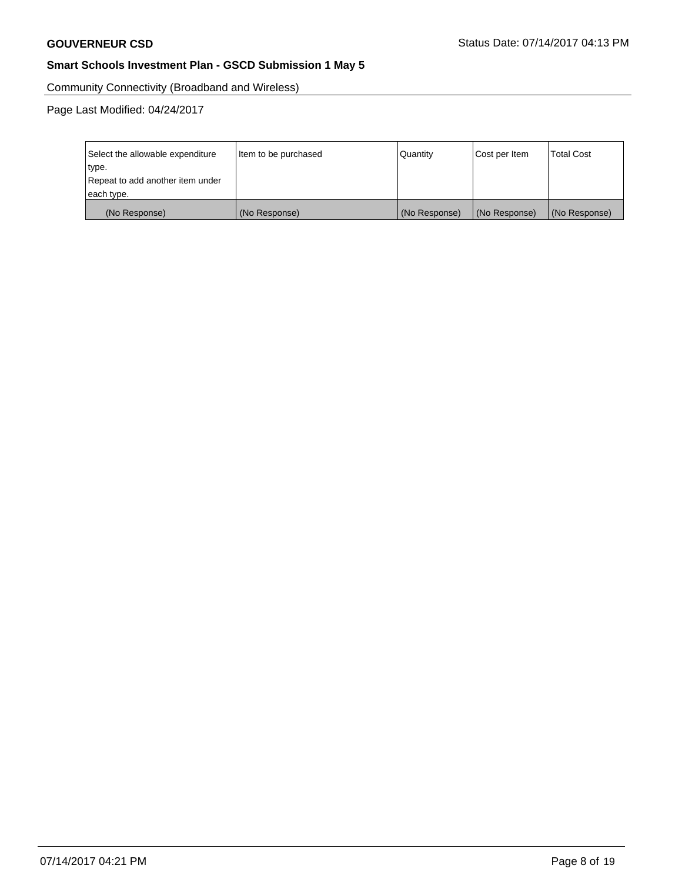Community Connectivity (Broadband and Wireless)

Page Last Modified: 04/24/2017

| Select the allowable expenditure type.<br>Repeat to add another item under each type. | Item to be purchased | Quantity | Cost per Item | Total Cost |
| --- | --- | --- | --- | --- |
| (No Response) | (No Response) | (No Response) | (No Response) | (No Response) |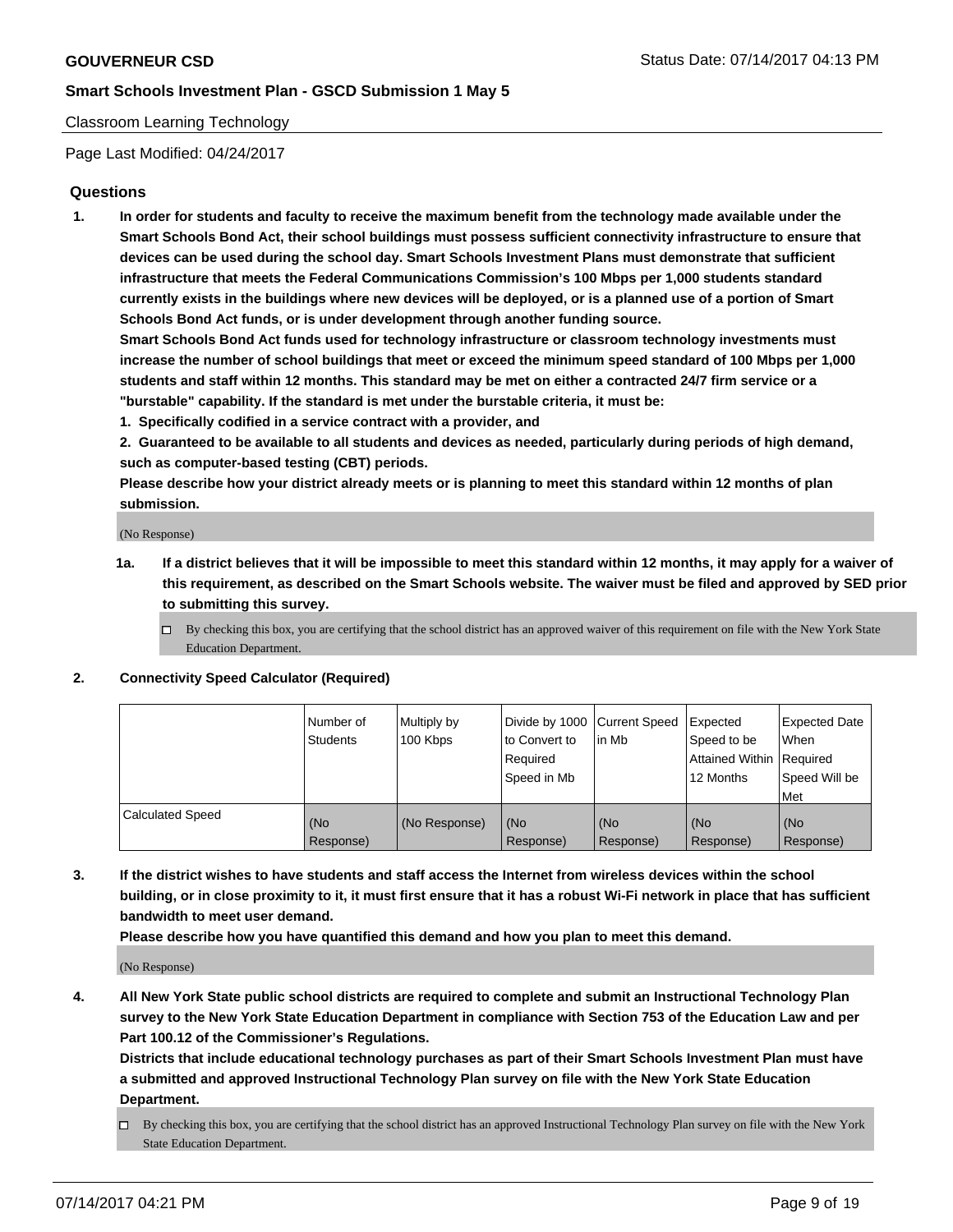Classroom Learning Technology

Page Last Modified: 04/24/2017

## Questions

1. **In order for students and faculty to receive the maximum benefit from the technology made available under the Smart Schools Bond Act, their school buildings must possess sufficient connectivity infrastructure to ensure that devices can be used during the school day. Smart Schools Investment Plans must demonstrate that sufficient infrastructure that meets the Federal Communications Commission's 100 Mbps per 1,000 students standard currently exists in the buildings where new devices will be deployed, or is a planned use of a portion of Smart Schools Bond Act funds, or is under development through another funding source.**
   **Smart Schools Bond Act funds used for technology infrastructure or classroom technology investments must increase the number of school buildings that meet or exceed the minimum speed standard of 100 Mbps per 1,000 students and staff within 12 months. This standard may be met on either a contracted 24/7 firm service or a "burstable" capability. If the standard is met under the burstable criteria, it must be:**
   **1. Specifically codified in a service contract with a provider, and**
   **2. Guaranteed to be available to all students and devices as needed, particularly during periods of high demand, such as computer-based testing (CBT) periods.**
   **Please describe how your district already meets or is planning to meet this standard within 12 months of plan submission.**

   (No Response)

   **1a. If a district believes that it will be impossible to meet this standard within 12 months, it may apply for a waiver of this requirement, as described on the Smart Schools website. The waiver must be filed and approved by SED prior to submitting this survey.**

   ☐ By checking this box, you are certifying that the school district has an approved waiver of this requirement on file with the New York State Education Department.

2. **Connectivity Speed Calculator (Required)**

| | Number of Students | Multiply by 100 Kbps | Divide by 1000 to Convert to Required Speed in Mb | Current Speed in Mb | Expected Speed to be Attained Within 12 Months | Expected Date When Required Speed Will be Met |
|---|---|---|---|---|---|---|
| Calculated Speed | (No Response) | (No Response) | (No Response) | (No Response) | (No Response) | (No Response) |

3. **If the district wishes to have students and staff access the Internet from wireless devices within the school building, or in close proximity to it, it must first ensure that it has a robust Wi-Fi network in place that has sufficient bandwidth to meet user demand.**
   **Please describe how you have quantified this demand and how you plan to meet this demand.**

   (No Response)

4. **All New York State public school districts are required to complete and submit an Instructional Technology Plan survey to the New York State Education Department in compliance with Section 753 of the Education Law and per Part 100.12 of the Commissioner's Regulations.**
   **Districts that include educational technology purchases as part of their Smart Schools Investment Plan must have a submitted and approved Instructional Technology Plan survey on file with the New York State Education Department.**

   ☐ By checking this box, you are certifying that the school district has an approved Instructional Technology Plan survey on file with the New York State Education Department.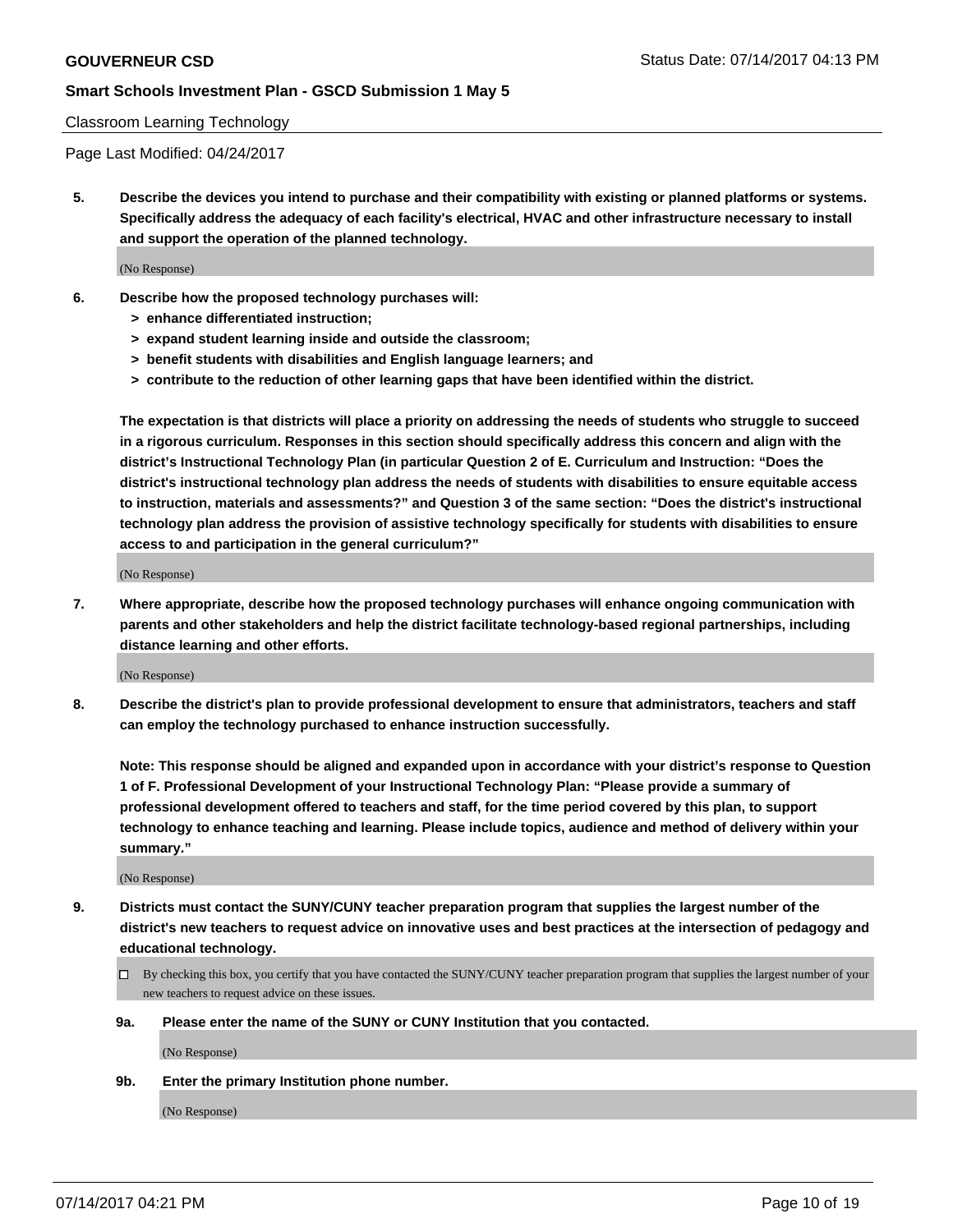Classroom Learning Technology

Page Last Modified: 04/24/2017

**5. Describe the devices you intend to purchase and their compatibility with existing or planned platforms or systems. Specifically address the adequacy of each facility's electrical, HVAC and other infrastructure necessary to install and support the operation of the planned technology.**

(No Response)

**6. Describe how the proposed technology purchases will:**

- **> enhance differentiated instruction;**
- **> expand student learning inside and outside the classroom;**
- **> benefit students with disabilities and English language learners; and**
- **> contribute to the reduction of other learning gaps that have been identified within the district.**

**The expectation is that districts will place a priority on addressing the needs of students who struggle to succeed in a rigorous curriculum. Responses in this section should specifically address this concern and align with the district's Instructional Technology Plan (in particular Question 2 of E. Curriculum and Instruction: "Does the district's instructional technology plan address the needs of students with disabilities to ensure equitable access to instruction, materials and assessments?" and Question 3 of the same section: "Does the district's instructional technology plan address the provision of assistive technology specifically for students with disabilities to ensure access to and participation in the general curriculum?"**

(No Response)

**7. Where appropriate, describe how the proposed technology purchases will enhance ongoing communication with parents and other stakeholders and help the district facilitate technology-based regional partnerships, including distance learning and other efforts.**

(No Response)

**8. Describe the district's plan to provide professional development to ensure that administrators, teachers and staff can employ the technology purchased to enhance instruction successfully.**

**Note: This response should be aligned and expanded upon in accordance with your district's response to Question 1 of F. Professional Development of your Instructional Technology Plan: "Please provide a summary of professional development offered to teachers and staff, for the time period covered by this plan, to support technology to enhance teaching and learning. Please include topics, audience and method of delivery within your summary."**

(No Response)

**9. Districts must contact the SUNY/CUNY teacher preparation program that supplies the largest number of the district's new teachers to request advice on innovative uses and best practices at the intersection of pedagogy and educational technology.**

☐ By checking this box, you certify that you have contacted the SUNY/CUNY teacher preparation program that supplies the largest number of your new teachers to request advice on these issues.

**9a. Please enter the name of the SUNY or CUNY Institution that you contacted.**

(No Response)

**9b. Enter the primary Institution phone number.**

(No Response)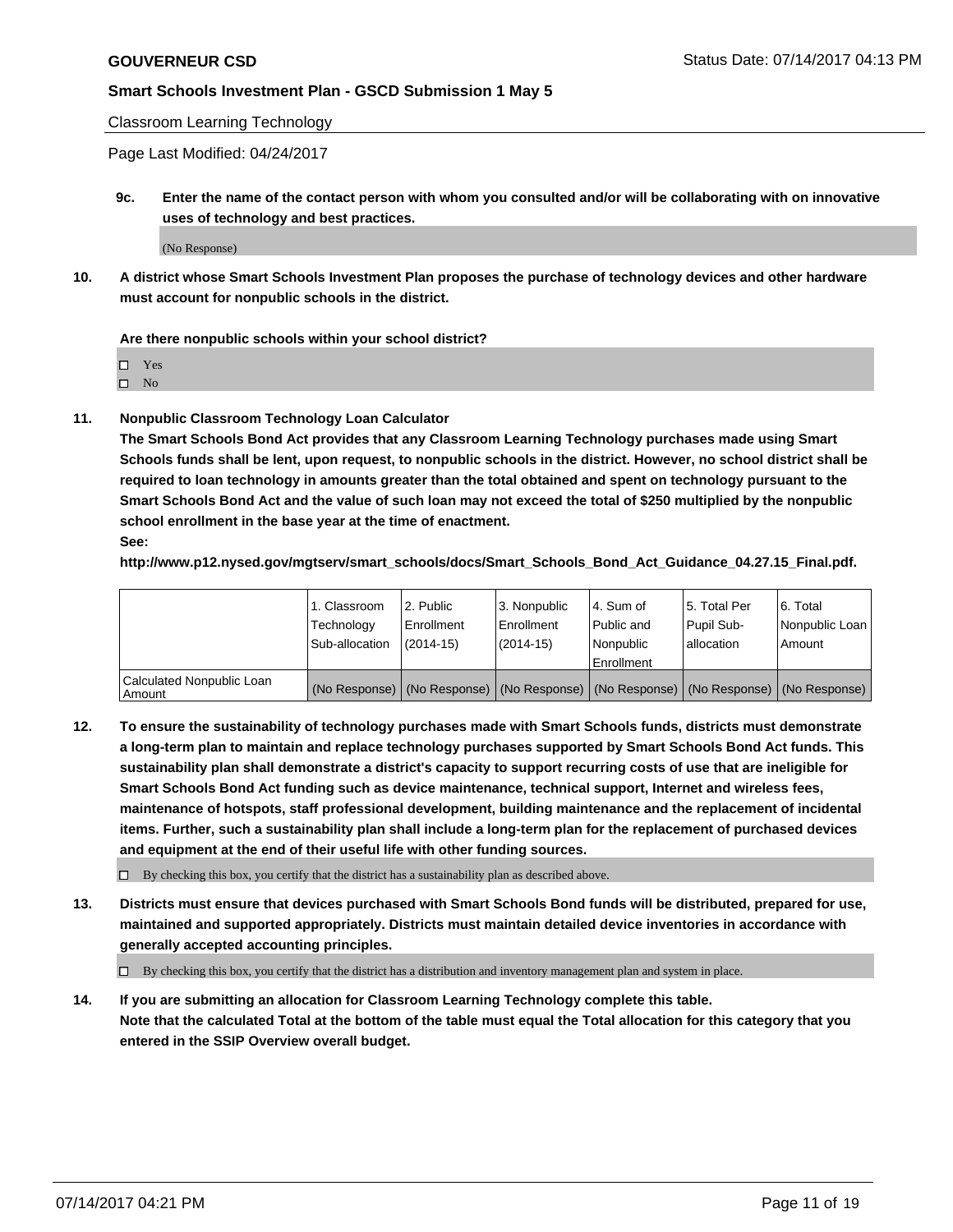**GOUVERNEUR CSD**

Status Date: 07/14/2017 04:13 PM

**Smart Schools Investment Plan - GSCD Submission 1 May 5**

Classroom Learning Technology

Page Last Modified: 04/24/2017

**9c. Enter the name of the contact person with whom you consulted and/or will be collaborating with on innovative uses of technology and best practices.**

(No Response)

**10. A district whose Smart Schools Investment Plan proposes the purchase of technology devices and other hardware must account for nonpublic schools in the district.**

**Are there nonpublic schools within your school district?**

- ☐ Yes
- ☐ No

**11. Nonpublic Classroom Technology Loan Calculator**

**The Smart Schools Bond Act provides that any Classroom Learning Technology purchases made using Smart Schools funds shall be lent, upon request, to nonpublic schools in the district. However, no school district shall be required to loan technology in amounts greater than the total obtained and spent on technology pursuant to the Smart Schools Bond Act and the value of such loan may not exceed the total of $250 multiplied by the nonpublic school enrollment in the base year at the time of enactment.**

**See:**

**http://www.p12.nysed.gov/mgtserv/smart_schools/docs/Smart_Schools_Bond_Act_Guidance_04.27.15_Final.pdf.**

| | 1. Classroom Technology Sub-allocation | 2. Public Enrollment (2014-15) | 3. Nonpublic Enrollment (2014-15) | 4. Sum of Public and Nonpublic Enrollment | 5. Total Per Pupil Sub-allocation | 6. Total Nonpublic Loan Amount |
|---|---|---|---|---|---|---|
| Calculated Nonpublic Loan Amount | (No Response) | (No Response) | (No Response) | (No Response) | (No Response) | (No Response) |

**12. To ensure the sustainability of technology purchases made with Smart Schools funds, districts must demonstrate a long-term plan to maintain and replace technology purchases supported by Smart Schools Bond Act funds. This sustainability plan shall demonstrate a district's capacity to support recurring costs of use that are ineligible for Smart Schools Bond Act funding such as device maintenance, technical support, Internet and wireless fees, maintenance of hotspots, staff professional development, building maintenance and the replacement of incidental items. Further, such a sustainability plan shall include a long-term plan for the replacement of purchased devices and equipment at the end of their useful life with other funding sources.**

☐ By checking this box, you certify that the district has a sustainability plan as described above.

**13. Districts must ensure that devices purchased with Smart Schools Bond funds will be distributed, prepared for use, maintained and supported appropriately. Districts must maintain detailed device inventories in accordance with generally accepted accounting principles.**

☐ By checking this box, you certify that the district has a distribution and inventory management plan and system in place.

**14. If you are submitting an allocation for Classroom Learning Technology complete this table. Note that the calculated Total at the bottom of the table must equal the Total allocation for this category that you entered in the SSIP Overview overall budget.**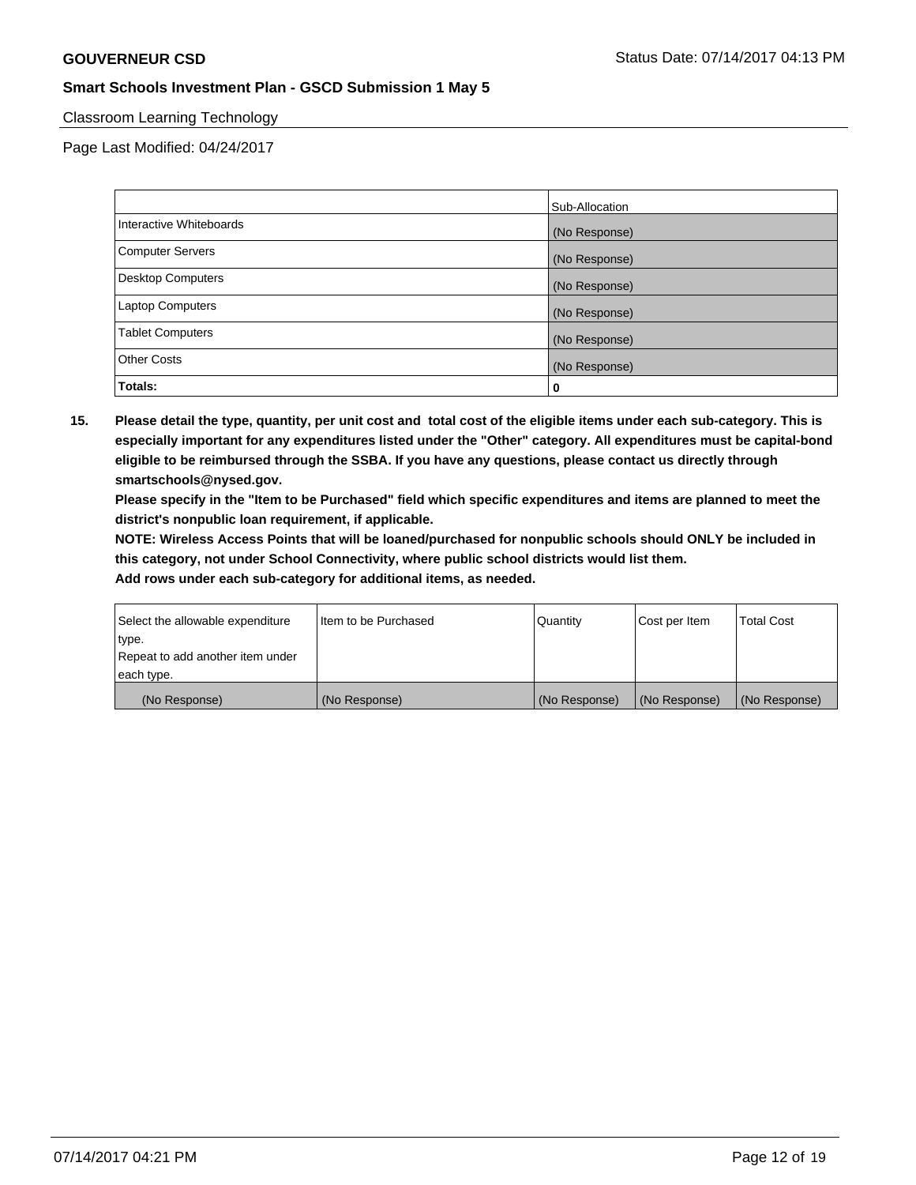Classroom Learning Technology

Page Last Modified: 04/24/2017

| | Sub-Allocation |
|---|---|
| Interactive Whiteboards | (No Response) |
| Computer Servers | (No Response) |
| Desktop Computers | (No Response) |
| Laptop Computers | (No Response) |
| Tablet Computers | (No Response) |
| Other Costs | (No Response) |
| **Totals:** | **0** |

**15. Please detail the type, quantity, per unit cost and total cost of the eligible items under each sub-category. This is especially important for any expenditures listed under the "Other" category. All expenditures must be capital-bond eligible to be reimbursed through the SSBA. If you have any questions, please contact us directly through smartschools@nysed.gov.**

**Please specify in the "Item to be Purchased" field which specific expenditures and items are planned to meet the district's nonpublic loan requirement, if applicable.**

**NOTE: Wireless Access Points that will be loaned/purchased for nonpublic schools should ONLY be included in this category, not under School Connectivity, where public school districts would list them.**

**Add rows under each sub-category for additional items, as needed.**

| Select the allowable expenditure type. Repeat to add another item under each type. | Item to be Purchased | Quantity | Cost per Item | Total Cost |
|---|---|---|---|---|
| (No Response) | (No Response) | (No Response) | (No Response) | (No Response) |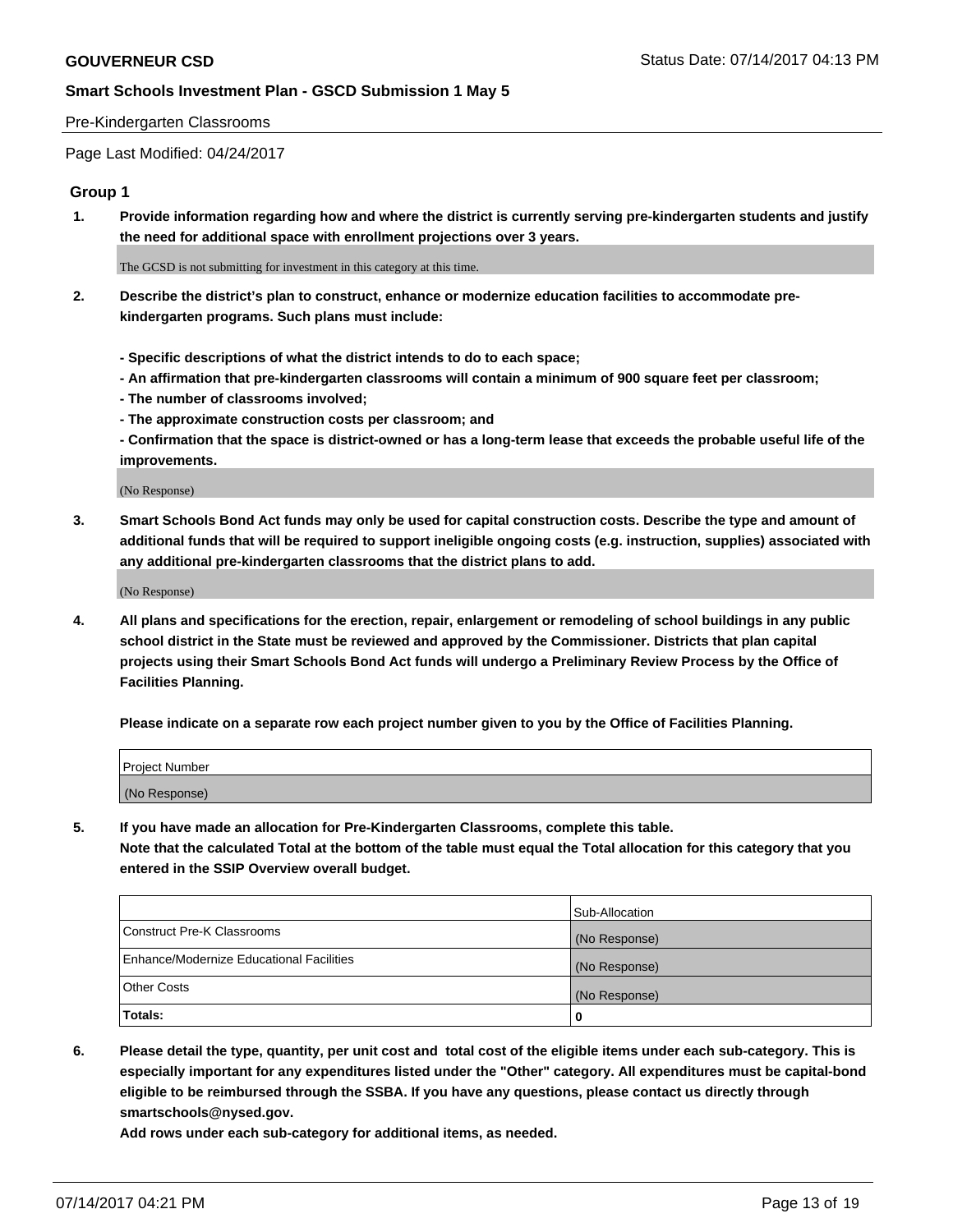Pre-Kindergarten Classrooms

Page Last Modified: 04/24/2017

### Group 1

**1. Provide information regarding how and where the district is currently serving pre-kindergarten students and justify the need for additional space with enrollment projections over 3 years.**

The GCSD is not submitting for investment in this category at this time.

**2. Describe the district's plan to construct, enhance or modernize education facilities to accommodate pre-kindergarten programs. Such plans must include:**

**- Specific descriptions of what the district intends to do to each space;**
**- An affirmation that pre-kindergarten classrooms will contain a minimum of 900 square feet per classroom;**
**- The number of classrooms involved;**
**- The approximate construction costs per classroom; and**
**- Confirmation that the space is district-owned or has a long-term lease that exceeds the probable useful life of the improvements.**

(No Response)

**3. Smart Schools Bond Act funds may only be used for capital construction costs. Describe the type and amount of additional funds that will be required to support ineligible ongoing costs (e.g. instruction, supplies) associated with any additional pre-kindergarten classrooms that the district plans to add.**

(No Response)

**4. All plans and specifications for the erection, repair, enlargement or remodeling of school buildings in any public school district in the State must be reviewed and approved by the Commissioner. Districts that plan capital projects using their Smart Schools Bond Act funds will undergo a Preliminary Review Process by the Office of Facilities Planning.**

**Please indicate on a separate row each project number given to you by the Office of Facilities Planning.**

| Project Number |
|---|
| (No Response) |

**5. If you have made an allocation for Pre-Kindergarten Classrooms, complete this table.**
**Note that the calculated Total at the bottom of the table must equal the Total allocation for this category that you entered in the SSIP Overview overall budget.**

| | Sub-Allocation |
|---|---|
| Construct Pre-K Classrooms | (No Response) |
| Enhance/Modernize Educational Facilities | (No Response) |
| Other Costs | (No Response) |
| **Totals:** | **0** |

**6. Please detail the type, quantity, per unit cost and total cost of the eligible items under each sub-category. This is especially important for any expenditures listed under the "Other" category. All expenditures must be capital-bond eligible to be reimbursed through the SSBA. If you have any questions, please contact us directly through smartschools@nysed.gov.**
**Add rows under each sub-category for additional items, as needed.**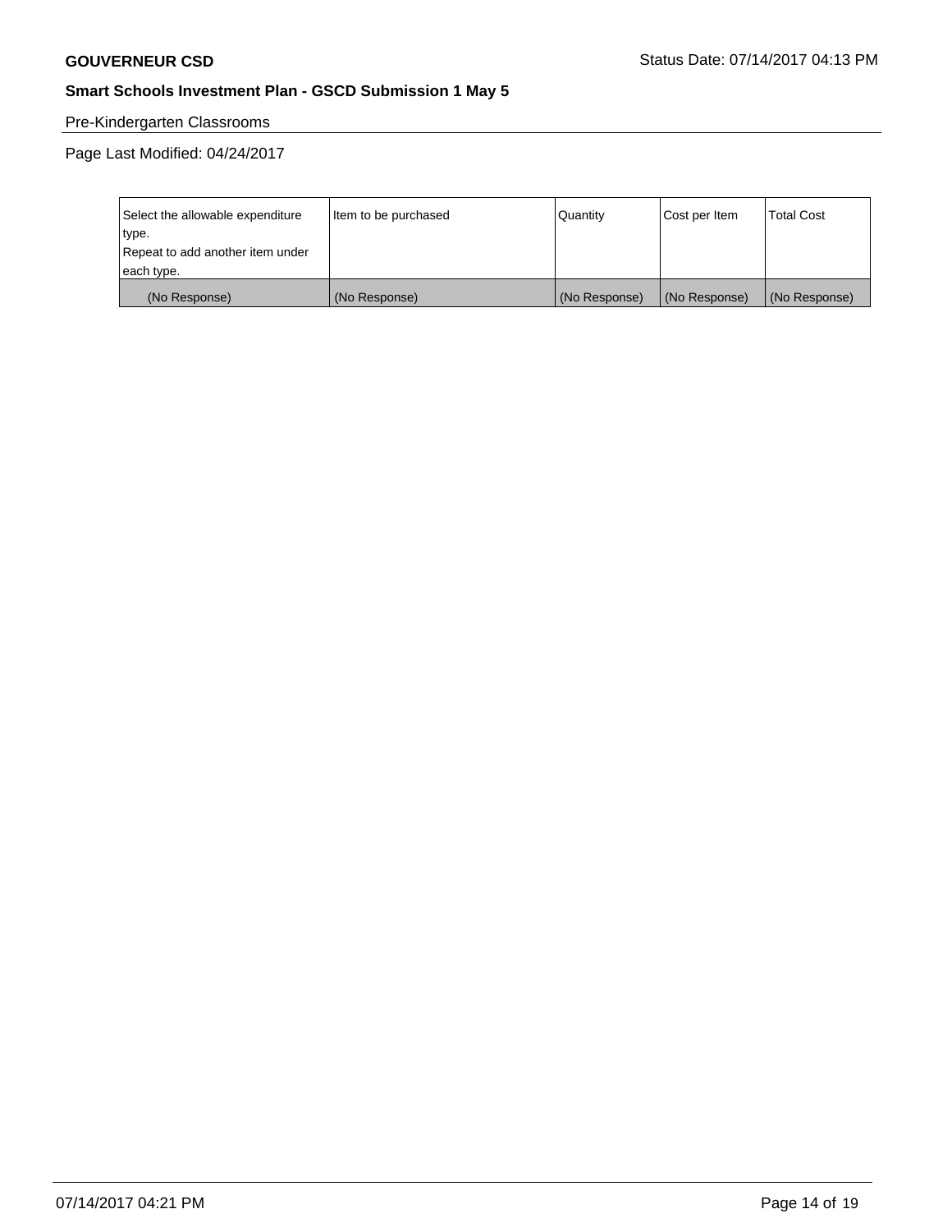Pre-Kindergarten Classrooms

Page Last Modified: 04/24/2017

| Select the allowable expenditure type. Repeat to add another item under each type. | Item to be purchased | Quantity | Cost per Item | Total Cost |
| --- | --- | --- | --- | --- |
| (No Response) | (No Response) | (No Response) | (No Response) | (No Response) |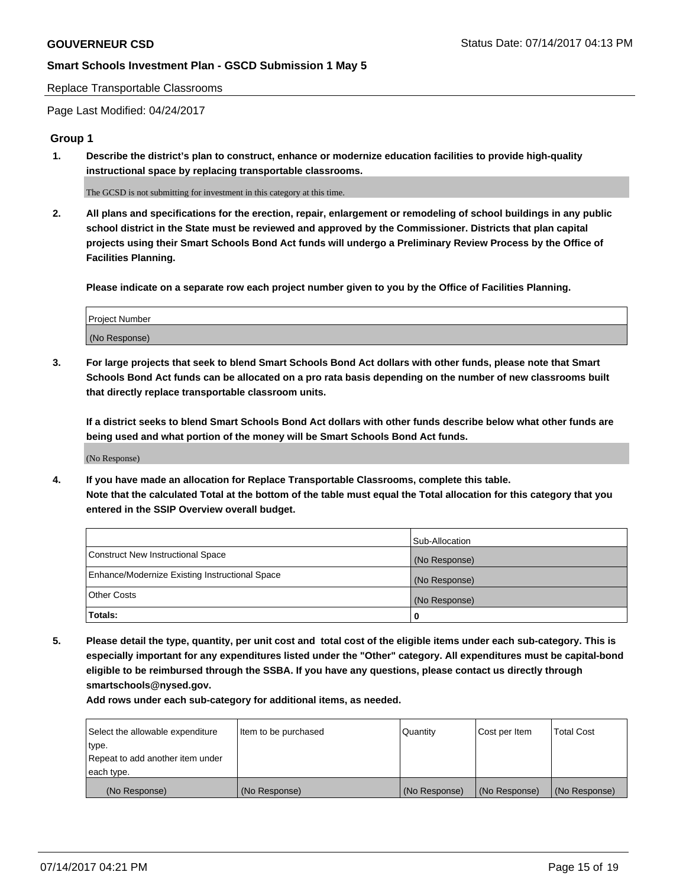Replace Transportable Classrooms

Page Last Modified: 04/24/2017

### Group 1

**1. Describe the district's plan to construct, enhance or modernize education facilities to provide high-quality instructional space by replacing transportable classrooms.**

The GCSD is not submitting for investment in this category at this time.

**2. All plans and specifications for the erection, repair, enlargement or remodeling of school buildings in any public school district in the State must be reviewed and approved by the Commissioner. Districts that plan capital projects using their Smart Schools Bond Act funds will undergo a Preliminary Review Process by the Office of Facilities Planning.**

**Please indicate on a separate row each project number given to you by the Office of Facilities Planning.**

| Project Number |
|---|
| (No Response) |

**3. For large projects that seek to blend Smart Schools Bond Act dollars with other funds, please note that Smart Schools Bond Act funds can be allocated on a pro rata basis depending on the number of new classrooms built that directly replace transportable classroom units.**

**If a district seeks to blend Smart Schools Bond Act dollars with other funds describe below what other funds are being used and what portion of the money will be Smart Schools Bond Act funds.**

(No Response)

**4. If you have made an allocation for Replace Transportable Classrooms, complete this table.**
**Note that the calculated Total at the bottom of the table must equal the Total allocation for this category that you entered in the SSIP Overview overall budget.**

| | Sub-Allocation |
|---|---|
| Construct New Instructional Space | (No Response) |
| Enhance/Modernize Existing Instructional Space | (No Response) |
| Other Costs | (No Response) |
| **Totals:** | **0** |

**5. Please detail the type, quantity, per unit cost and total cost of the eligible items under each sub-category. This is especially important for any expenditures listed under the "Other" category. All expenditures must be capital-bond eligible to be reimbursed through the SSBA. If you have any questions, please contact us directly through smartschools@nysed.gov.**

**Add rows under each sub-category for additional items, as needed.**

| Select the allowable expenditure type. Repeat to add another item under each type. | Item to be purchased | Quantity | Cost per Item | Total Cost |
|---|---|---|---|---|
| (No Response) | (No Response) | (No Response) | (No Response) | (No Response) |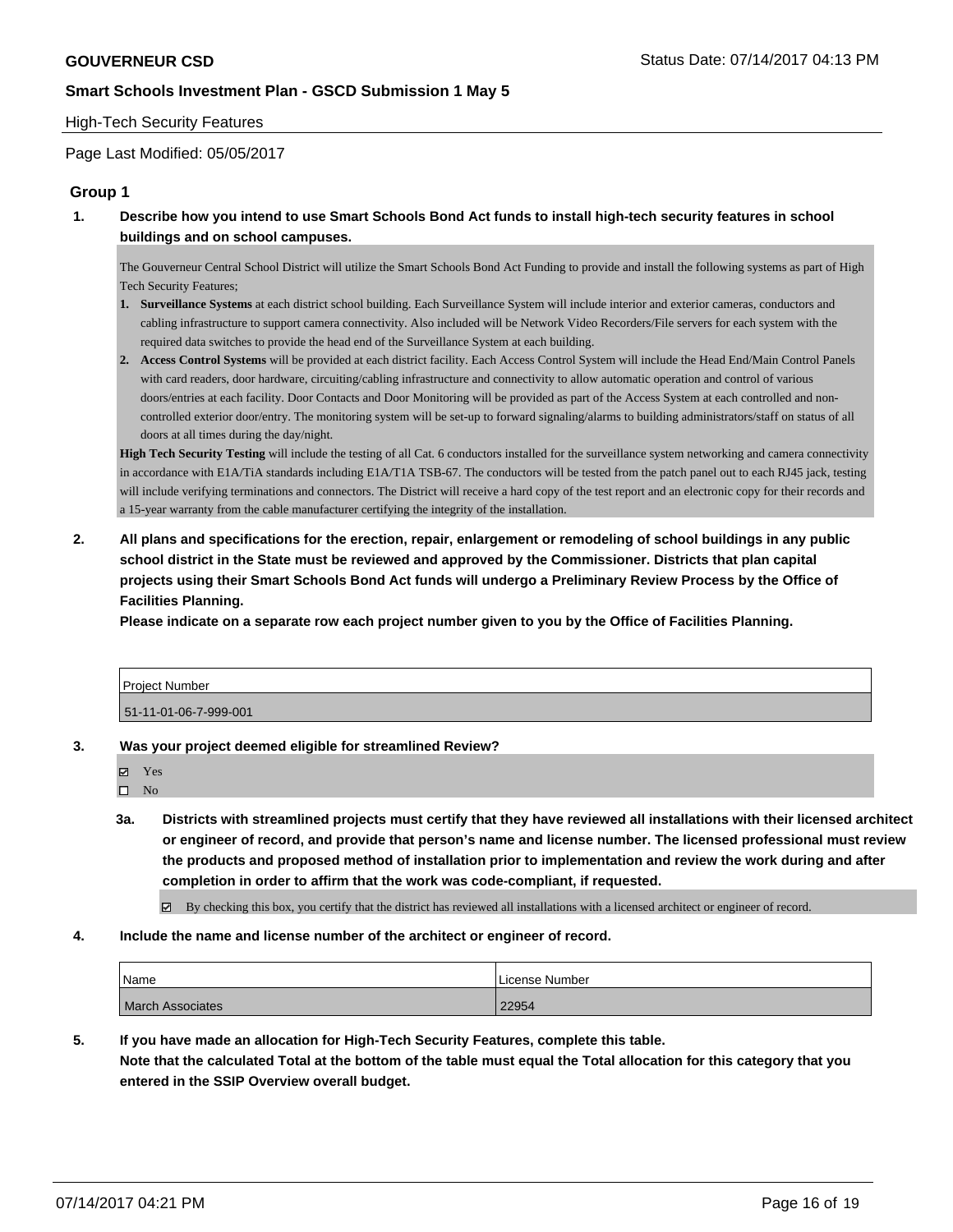**GOUVERNEUR CSD** Status Date: 07/14/2017 04:13 PM

**Smart Schools Investment Plan - GSCD Submission 1 May 5**

High-Tech Security Features

Page Last Modified: 05/05/2017

## Group 1

**1. Describe how you intend to use Smart Schools Bond Act funds to install high-tech security features in school buildings and on school campuses.**

The Gouverneur Central School District will utilize the Smart Schools Bond Act Funding to provide and install the following systems as part of High Tech Security Features;

1. **Surveillance Systems** at each district school building. Each Surveillance System will include interior and exterior cameras, conductors and cabling infrastructure to support camera connectivity. Also included will be Network Video Recorders/File servers for each system with the required data switches to provide the head end of the Surveillance System at each building.
2. **Access Control Systems** will be provided at each district facility. Each Access Control System will include the Head End/Main Control Panels with card readers, door hardware, circuiting/cabling infrastructure and connectivity to allow automatic operation and control of various doors/entries at each facility. Door Contacts and Door Monitoring will be provided as part of the Access System at each controlled and non-controlled exterior door/entry. The monitoring system will be set-up to forward signaling/alarms to building administrators/staff on status of all doors at all times during the day/night.

**High Tech Security Testing** will include the testing of all Cat. 6 conductors installed for the surveillance system networking and camera connectivity in accordance with E1A/TiA standards including E1A/T1A TSB-67. The conductors will be tested from the patch panel out to each RJ45 jack, testing will include verifying terminations and connectors. The District will receive a hard copy of the test report and an electronic copy for their records and a 15-year warranty from the cable manufacturer certifying the integrity of the installation.

**2. All plans and specifications for the erection, repair, enlargement or remodeling of school buildings in any public school district in the State must be reviewed and approved by the Commissioner. Districts that plan capital projects using their Smart Schools Bond Act funds will undergo a Preliminary Review Process by the Office of Facilities Planning.**
**Please indicate on a separate row each project number given to you by the Office of Facilities Planning.**

| Project Number |
|---|
| 51-11-01-06-7-999-001 |

**3. Was your project deemed eligible for streamlined Review?**

☑ Yes
☐ No

**3a. Districts with streamlined projects must certify that they have reviewed all installations with their licensed architect or engineer of record, and provide that person's name and license number. The licensed professional must review the products and proposed method of installation prior to implementation and review the work during and after completion in order to affirm that the work was code-compliant, if requested.**

☑ By checking this box, you certify that the district has reviewed all installations with a licensed architect or engineer of record.

**4. Include the name and license number of the architect or engineer of record.**

| Name | License Number |
|---|---|
| March Associates | 22954 |

**5. If you have made an allocation for High-Tech Security Features, complete this table.**
**Note that the calculated Total at the bottom of the table must equal the Total allocation for this category that you entered in the SSIP Overview overall budget.**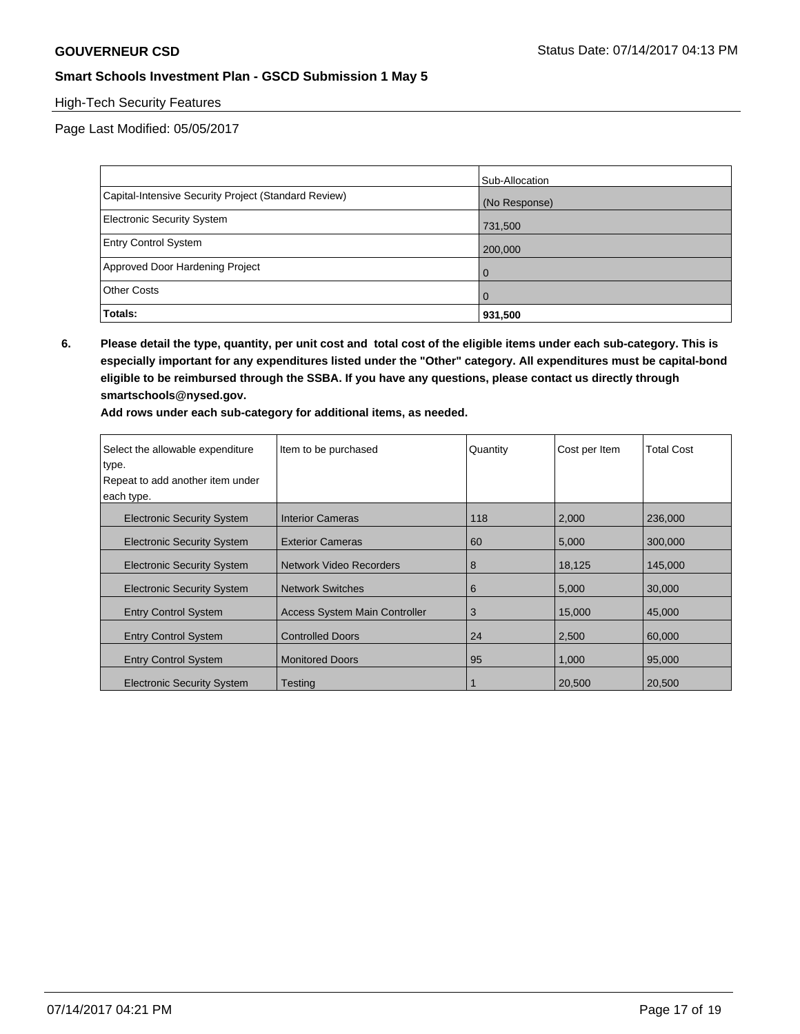GOUVERNEUR CSD

**Smart Schools Investment Plan - GSCD Submission 1 May 5**

High-Tech Security Features

Page Last Modified: 05/05/2017

| | Sub-Allocation |
|---|---|
| Capital-Intensive Security Project (Standard Review) | (No Response) |
| Electronic Security System | 731,500 |
| Entry Control System | 200,000 |
| Approved Door Hardening Project | 0 |
| Other Costs | 0 |
| **Totals:** | **931,500** |

**6. Please detail the type, quantity, per unit cost and total cost of the eligible items under each sub-category. This is especially important for any expenditures listed under the "Other" category. All expenditures must be capital-bond eligible to be reimbursed through the SSBA. If you have any questions, please contact us directly through smartschools@nysed.gov.**

**Add rows under each sub-category for additional items, as needed.**

| Select the allowable expenditure type. Repeat to add another item under each type. | Item to be purchased | Quantity | Cost per Item | Total Cost |
|---|---|---|---|---|
| Electronic Security System | Interior Cameras | 118 | 2,000 | 236,000 |
| Electronic Security System | Exterior Cameras | 60 | 5,000 | 300,000 |
| Electronic Security System | Network Video Recorders | 8 | 18,125 | 145,000 |
| Electronic Security System | Network Switches | 6 | 5,000 | 30,000 |
| Entry Control System | Access System Main Controller | 3 | 15,000 | 45,000 |
| Entry Control System | Controlled Doors | 24 | 2,500 | 60,000 |
| Entry Control System | Monitored Doors | 95 | 1,000 | 95,000 |
| Electronic Security System | Testing | 1 | 20,500 | 20,500 |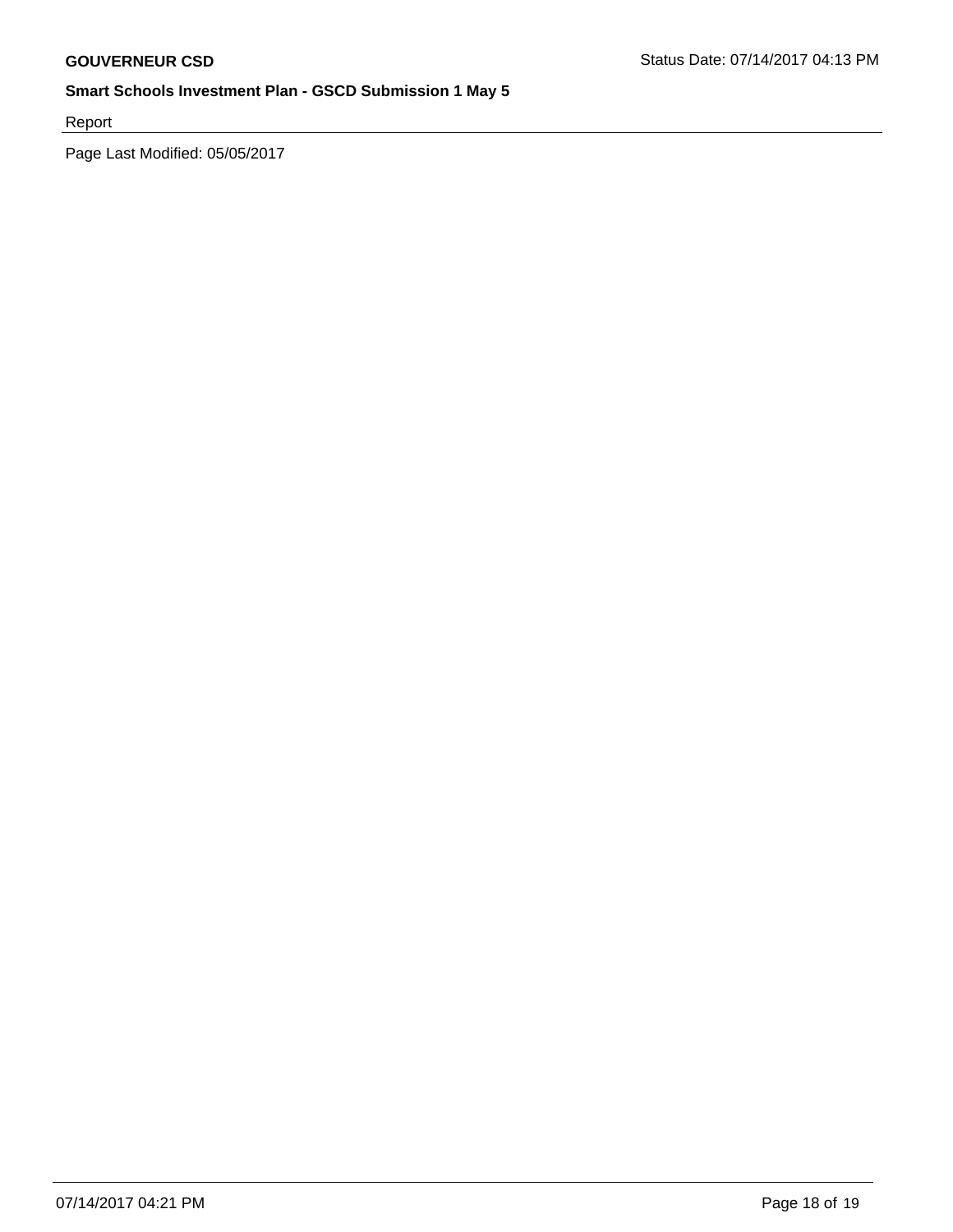Report

Page Last Modified: 05/05/2017